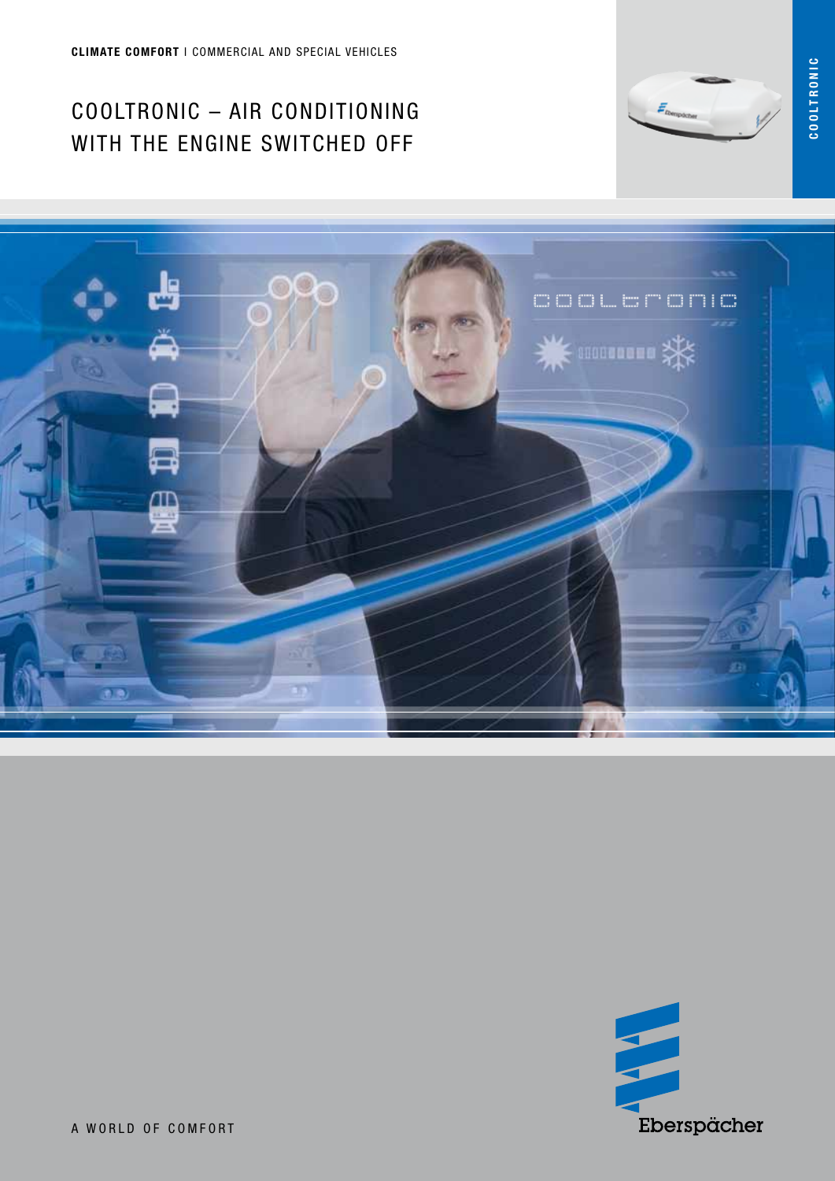**CLIMATE COMFORT** I COMMERCIAL AND SPECIAL VEHICLES

# COOLTRONIC – AIR CONDITIONING WITH THE ENGINE SWITCHED OFF

COOLTRONIC

A WORLD OF COMFORT

Eberspächer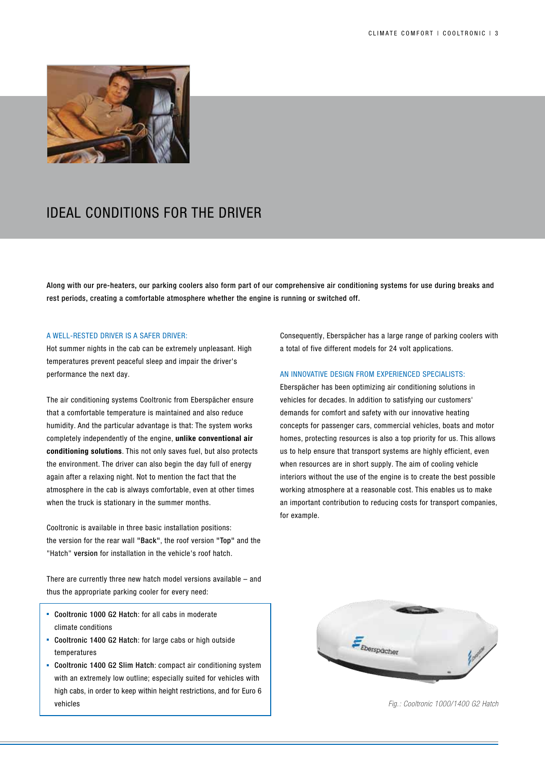# IDEAL CONDITIONS FOR THE DRIVER

**Along with our pre-heaters, our parking coolers also form part of our comprehensive air conditioning systems for use during breaks and rest periods, creating a comfortable atmosphere whether the engine is running or switched off.**

## A WELL-RESTED DRIVER IS A SAFER DRIVER:

Hot summer nights in the cab can be extremely unpleasant. High temperatures prevent peaceful sleep and impair the driver's performance the next day.

The air conditioning systems Cooltronic from Eberspächer ensure that a comfortable temperature is maintained and also reduce humidity. And the particular advantage is that: The system works completely independently of the engine, **unlike conventional air conditioning solutions**. This not only saves fuel, but also protects the environment. The driver can also begin the day full of energy again after a relaxing night. Not to mention the fact that the atmosphere in the cab is always comfortable, even at other times when the truck is stationary in the summer months.

Cooltronic is available in three basic installation positions: the version for the rear wall "**Back**", the roof version "**Top**" and the "Hatch" **version** for installation in the vehicle's roof hatch.

There are currently three new hatch model versions available – and thus the appropriate parking cooler for every need:

- **Cooltronic 1000 G2 Hatch**: for all cabs in moderate climate conditions
- **Cooltronic 1400 G2 Hatch**: for large cabs or high outside temperatures
- **Cooltronic 1400 G2 Slim Hatch**: compact air conditioning system with an extremely low outline; especially suited for vehicles with high cabs, in order to keep within height restrictions, and for Euro 6 vehicles

Consequently, Eberspächer has a large range of parking coolers with a total of five different models for 24 volt applications.

## AN INNOVATIVE DESIGN FROM EXPERIENCED SPECIALISTS:

Eberspächer has been optimizing air conditioning solutions in vehicles for decades. In addition to satisfying our customers' demands for comfort and safety with our innovative heating concepts for passenger cars, commercial vehicles, boats and motor homes, protecting resources is also a top priority for us. This allows us to help ensure that transport systems are highly efficient, even when resources are in short supply. The aim of cooling vehicle interiors without the use of the engine is to create the best possible working atmosphere at a reasonable cost. This enables us to make an important contribution to reducing costs for transport companies, for example.

*Fig.: Cooltronic 1000/1400 G2 Hatch*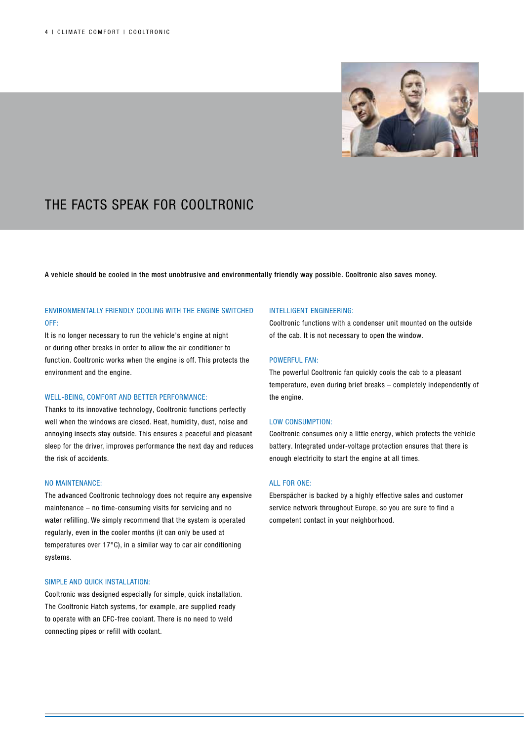# THE FACTS SPEAK FOR COOLTRONIC

**A vehicle should be cooled in the most unobtrusive and environmentally friendly way possible. Cooltronic also saves money.**

### ENVIRONMENTALLY FRIENDLY COOLING WITH THE ENGINE SWITCHED OFF:

It is no longer necessary to run the vehicle's engine at night or during other breaks in order to allow the air conditioner to function. Cooltronic works when the engine is off. This protects the environment and the engine.

### WELL-BEING, COMFORT AND BETTER PERFORMANCE:

Thanks to its innovative technology, Cooltronic functions perfectly well when the windows are closed. Heat, humidity, dust, noise and annoying insects stay outside. This ensures a peaceful and pleasant sleep for the driver, improves performance the next day and reduces the risk of accidents.

### NO MAINTENANCE:

The advanced Cooltronic technology does not require any expensive maintenance – no time-consuming visits for servicing and no water refilling. We simply recommend that the system is operated regularly, even in the cooler months (it can only be used at temperatures over 17°C), in a similar way to car air conditioning systems.

### SIMPLE AND QUICK INSTALLATION:

Cooltronic was designed especially for simple, quick installation. The Cooltronic Hatch systems, for example, are supplied ready to operate with an CFC-free coolant. There is no need to weld connecting pipes or refill with coolant.

### INTELLIGENT ENGINEERING:

Cooltronic functions with a condenser unit mounted on the outside of the cab. It is not necessary to open the window.

### POWERFUL FAN:

The powerful Cooltronic fan quickly cools the cab to a pleasant temperature, even during brief breaks – completely independently of the engine.

### LOW CONSUMPTION:

Cooltronic consumes only a little energy, which protects the vehicle battery. Integrated under-voltage protection ensures that there is enough electricity to start the engine at all times.

### ALL FOR ONE:

Eberspächer is backed by a highly effective sales and customer service network throughout Europe, so you are sure to find a competent contact in your neighborhood.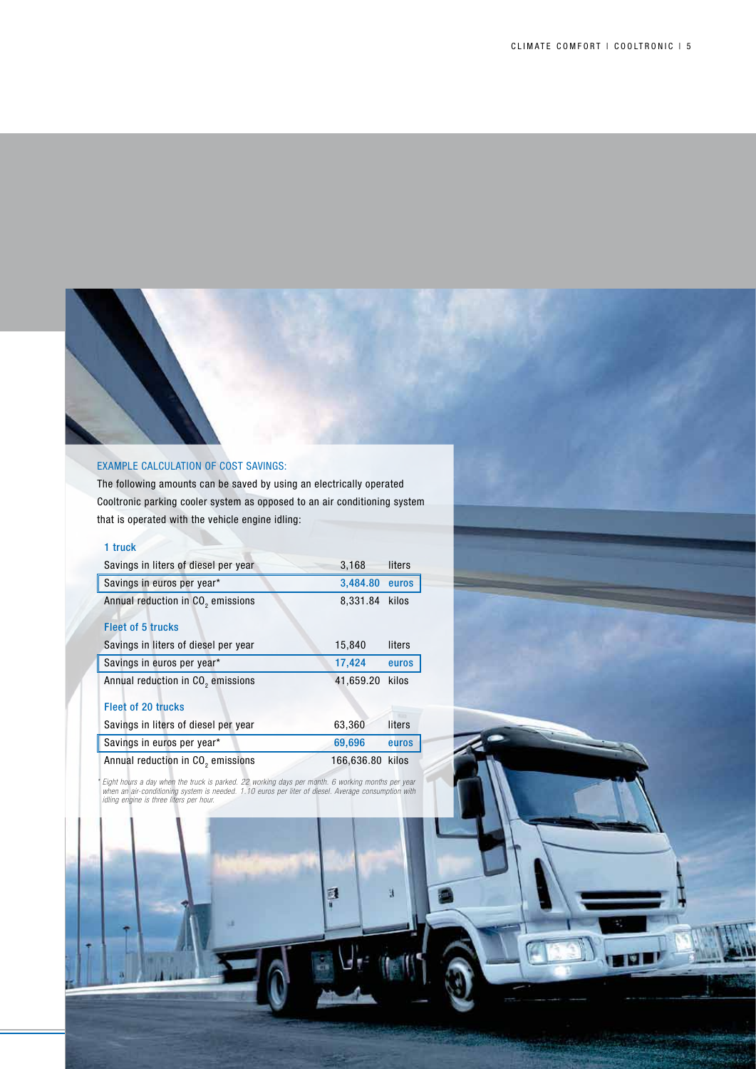## EXAMPLE CALCULATION OF COST SAVINGS:

The following amounts can be saved by using an electrically operated Cooltronic parking cooler system as opposed to an air conditioning system that is operated with the vehicle engine idling:

### 1 truck

| | | |
|---|---|---|
| Savings in liters of diesel per year | 3,168 | liters |
| Savings in euros per year* | **3,484.80** | **euros** |
| Annual reduction in $CO_2$ emissions | 8,331.84 | kilos |

### Fleet of 5 trucks

| | | |
|---|---|---|
| Savings in liters of diesel per year | 15,840 | liters |
| Savings in euros per year* | **17,424** | **euros** |
| Annual reduction in $CO_2$ emissions | 41,659.20 | kilos |

### Fleet of 20 trucks

| | | |
|---|---|---|
| Savings in liters of diesel per year | 63,360 | liters |
| Savings in euros per year* | **69,696** | **euros** |
| Annual reduction in $CO_2$ emissions | 166,636.80 | kilos |

*\* Eight hours a day when the truck is parked. 22 working days per month. 6 working months per year when an air-conditioning system is needed. 1.10 euros per liter of diesel. Average consumption with idling engine is three liters per hour.*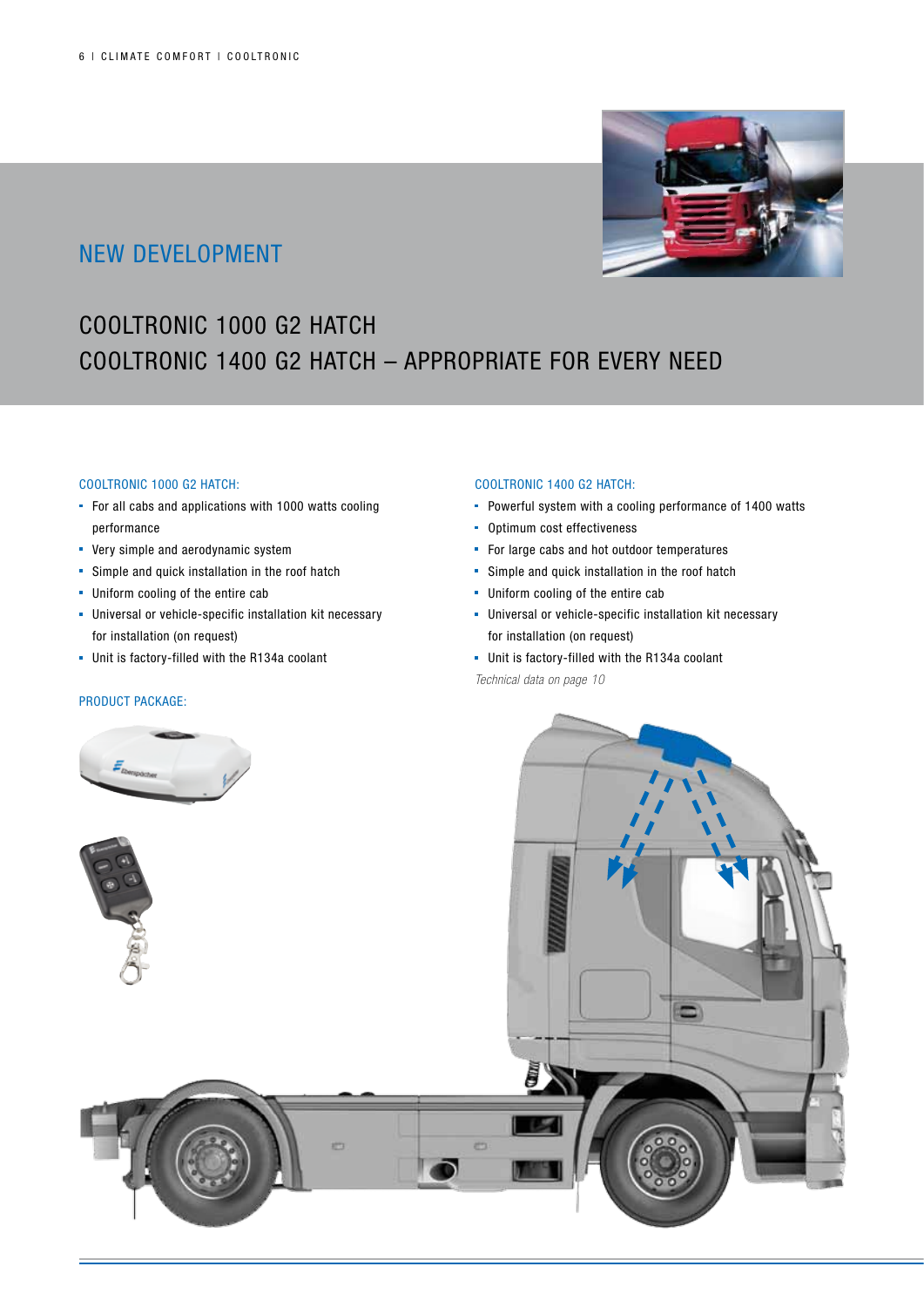## NEW DEVELOPMENT

# COOLTRONIC 1000 G2 HATCH
# COOLTRONIC 1400 G2 HATCH – APPROPRIATE FOR EVERY NEED

### COOLTRONIC 1000 G2 HATCH:

- For all cabs and applications with 1000 watts cooling performance
- Very simple and aerodynamic system
- Simple and quick installation in the roof hatch
- Uniform cooling of the entire cab
- Universal or vehicle-specific installation kit necessary for installation (on request)
- Unit is factory-filled with the R134a coolant

### COOLTRONIC 1400 G2 HATCH:

- Powerful system with a cooling performance of 1400 watts
- Optimum cost effectiveness
- For large cabs and hot outdoor temperatures
- Simple and quick installation in the roof hatch
- Uniform cooling of the entire cab
- Universal or vehicle-specific installation kit necessary for installation (on request)
- Unit is factory-filled with the R134a coolant

*Technical data on page 10*

### PRODUCT PACKAGE: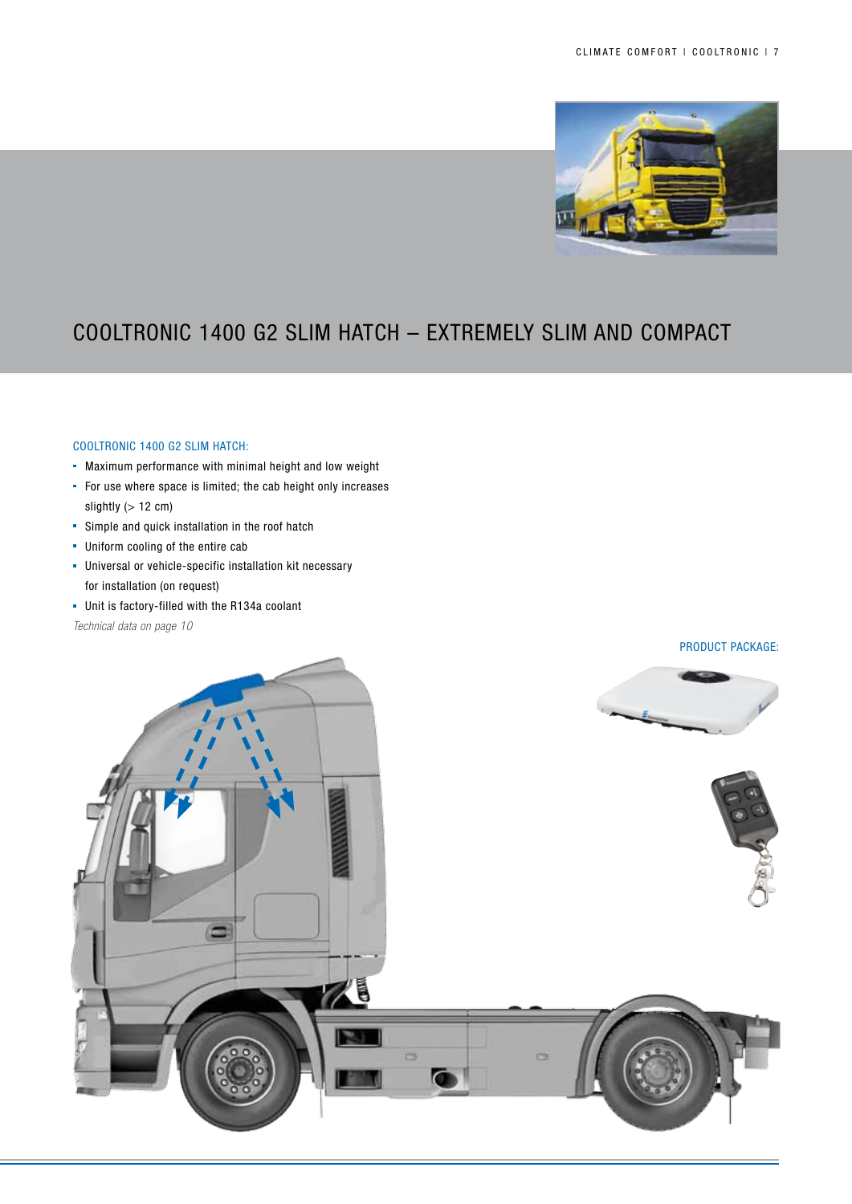# COOLTRONIC 1400 G2 SLIM HATCH – EXTREMELY SLIM AND COMPACT

## COOLTRONIC 1400 G2 SLIM HATCH:

- Maximum performance with minimal height and low weight
- For use where space is limited; the cab height only increases slightly (> 12 cm)
- Simple and quick installation in the roof hatch
- Uniform cooling of the entire cab
- Universal or vehicle-specific installation kit necessary for installation (on request)
- Unit is factory-filled with the R134a coolant

*Technical data on page 10*

PRODUCT PACKAGE: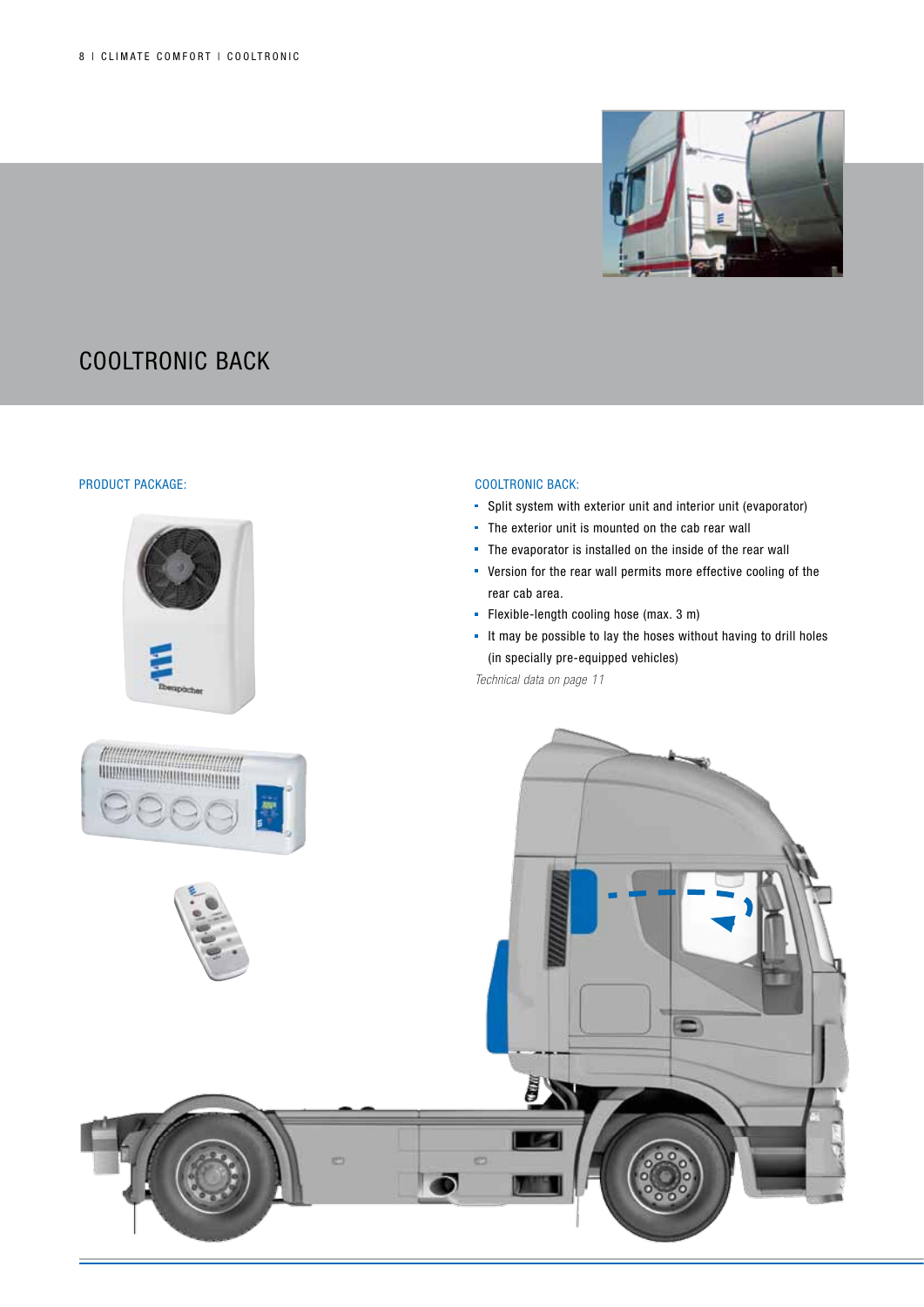# COOLTRONIC BACK

## PRODUCT PACKAGE:

## COOLTRONIC BACK:

- Split system with exterior unit and interior unit (evaporator)
- The exterior unit is mounted on the cab rear wall
- The evaporator is installed on the inside of the rear wall
- Version for the rear wall permits more effective cooling of the rear cab area.
- Flexible-length cooling hose (max. 3 m)
- It may be possible to lay the hoses without having to drill holes (in specially pre-equipped vehicles)

*Technical data on page 11*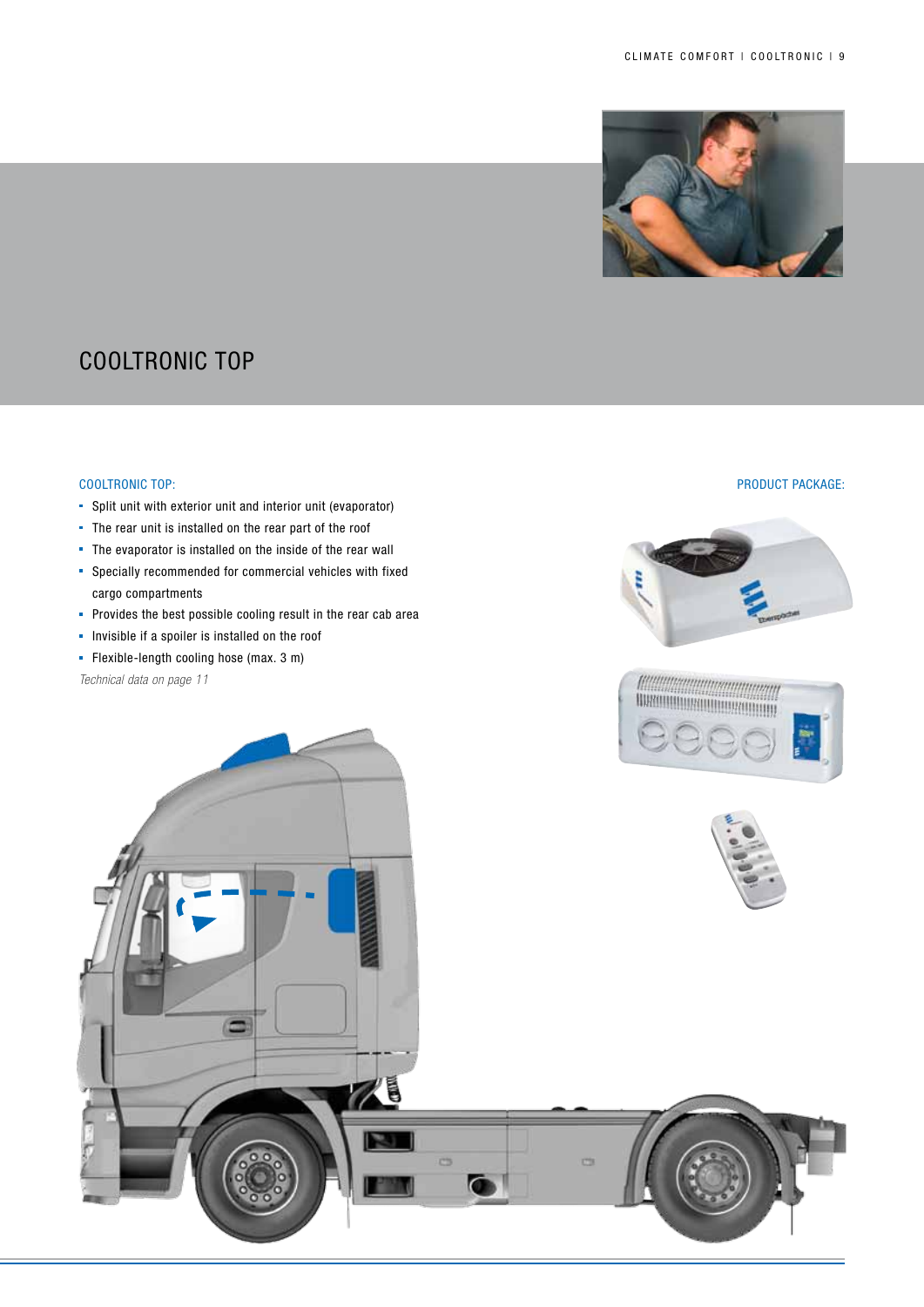# COOLTRONIC TOP

## COOLTRONIC TOP:

- Split unit with exterior unit and interior unit (evaporator)
- The rear unit is installed on the rear part of the roof
- The evaporator is installed on the inside of the rear wall
- Specially recommended for commercial vehicles with fixed cargo compartments
- Provides the best possible cooling result in the rear cab area
- Invisible if a spoiler is installed on the roof
- Flexible-length cooling hose (max. 3 m)

*Technical data on page 11*

## PRODUCT PACKAGE: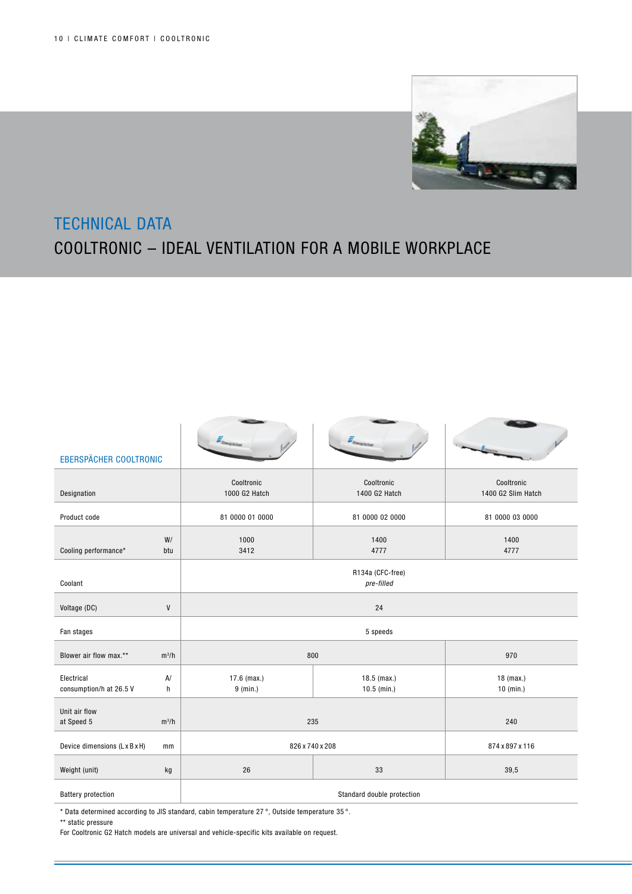# TECHNICAL DATA

## COOLTRONIC – IDEAL VENTILATION FOR A MOBILE WORKPLACE

| EBERSPÄCHER COOLTRONIC | | | | |
|---|---|---|---|---|
| Designation | | Cooltronic 1000 G2 Hatch | Cooltronic 1400 G2 Hatch | Cooltronic 1400 G2 Slim Hatch |
| Product code | | 81 0000 01 0000 | 81 0000 02 0000 | 81 0000 03 0000 |
| Cooling performance* | W/ btu | 1000 3412 | 1400 4777 | 1400 4777 |
| Coolant | | R134a (CFC-free) *pre-filled* | | |
| Voltage (DC) | V | 24 | | |
| Fan stages | | 5 speeds | | |
| Blower air flow max.** | $m^3/h$ | 800 | | 970 |
| Electrical consumption/h at 26.5 V | A/ h | 17.6 (max.) 9 (min.) | 18.5 (max.) 10.5 (min.) | 18 (max.) 10 (min.) |
| Unit air flow at Speed 5 | $m^3/h$ | 235 | | 240 |
| Device dimensions (L x B x H) | mm | 826 x 740 x 208 | | 874 x 897 x 116 |
| Weight (unit) | kg | 26 | 33 | 39,5 |
| Battery protection | | Standard double protection | | |

* Data determined according to JIS standard, cabin temperature 27 °, Outside temperature 35 °.

** static pressure

For Cooltronic G2 Hatch models are universal and vehicle-specific kits available on request.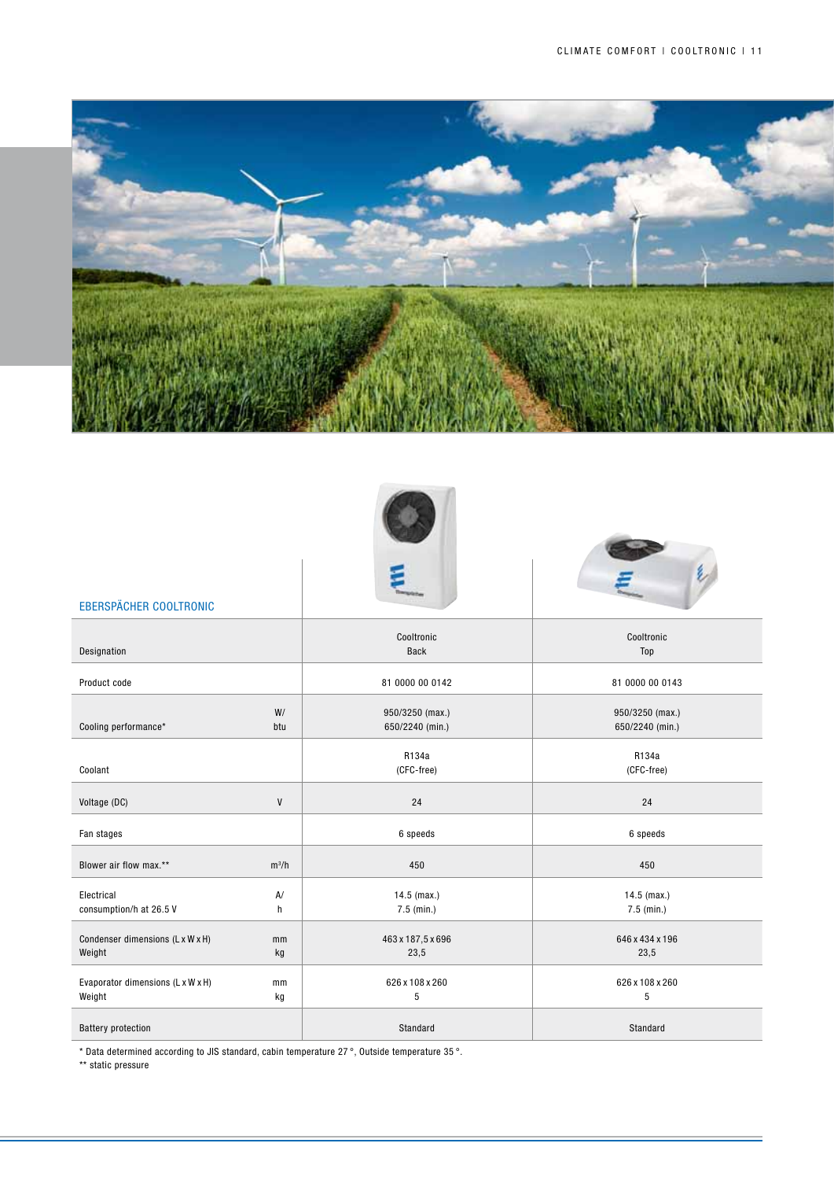| EBERSPÄCHER COOLTRONIC | | | |
|---|---|---|---|
| Designation | | Cooltronic Back | Cooltronic Top |
| Product code | | 81 0000 00 0142 | 81 0000 00 0143 |
| Cooling performance* | W/ btu | 950/3250 (max.) 650/2240 (min.) | 950/3250 (max.) 650/2240 (min.) |
| Coolant | | R134a (CFC-free) | R134a (CFC-free) |
| Voltage (DC) | V | 24 | 24 |
| Fan stages | | 6 speeds | 6 speeds |
| Blower air flow max.** | $m^3/h$ | 450 | 450 |
| Electrical consumption/h at 26.5 V | A/ h | 14.5 (max.) 7.5 (min.) | 14.5 (max.) 7.5 (min.) |
| Condenser dimensions (L x W x H) Weight | mm kg | 463 x 187,5 x 696 23,5 | 646 x 434 x 196 23,5 |
| Evaporator dimensions (L x W x H) Weight | mm kg | 626 x 108 x 260 5 | 626 x 108 x 260 5 |
| Battery protection | | Standard | Standard |

* Data determined according to JIS standard, cabin temperature 27 °, Outside temperature 35 °.

** static pressure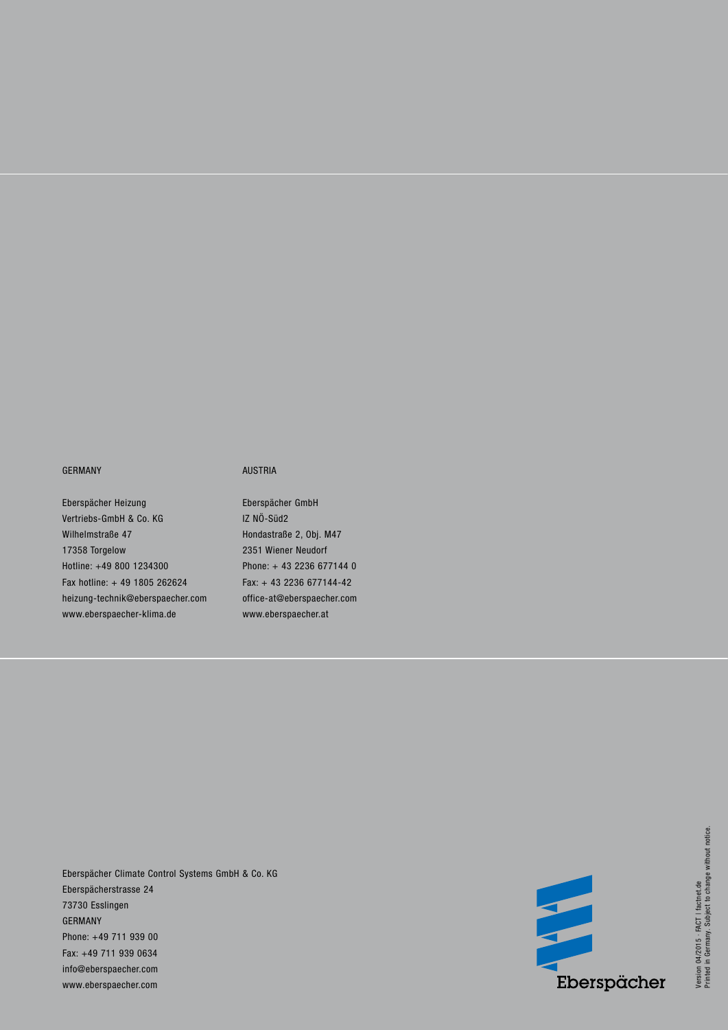GERMANY

Eberspächer Heizung
Vertriebs-GmbH & Co. KG
Wilhelmstraße 47
17358 Torgelow
Hotline: +49 800 1234300
Fax hotline: + 49 1805 262624
heizung-technik@eberspaecher.com
www.eberspaecher-klima.de

AUSTRIA

Eberspächer GmbH
IZ NÖ-Süd2
Hondastraße 2, Obj. M47
2351 Wiener Neudorf
Phone: + 43 2236 677144 0
Fax: + 43 2236 677144-42
office-at@eberspaecher.com
www.eberspaecher.at

Eberspächer Climate Control Systems GmbH & Co. KG
Eberspächerstrasse 24
73730 Esslingen
GERMANY
Phone: +49 711 939 00
Fax: +49 711 939 0634
info@eberspaecher.com
www.eberspaecher.com

Eberspächer

Version 04/2015 · FACT | factnet.de
Printed in Germany. Subject to change without notice.